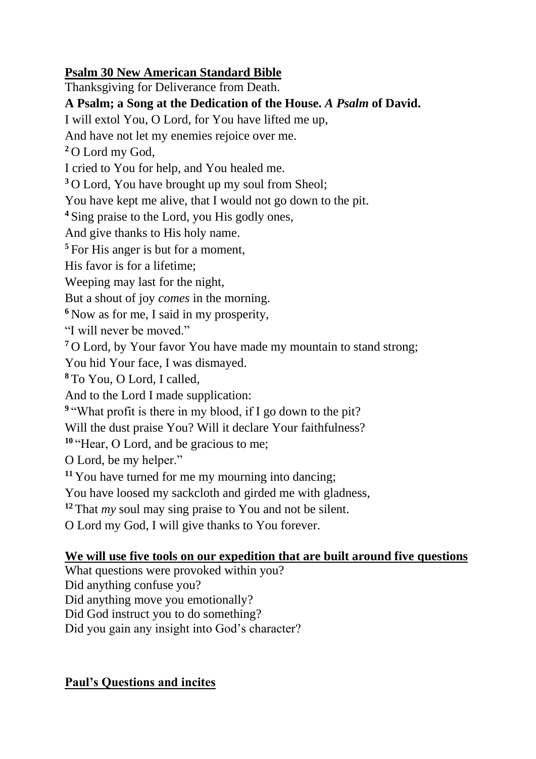**<u>Psalm 30 New American Standard Bible</u>**

Thanksgiving for Deliverance from Death.

**A Psalm; a Song at the Dedication of the House.** ***A Psalm*** **of David.**

I will extol You, O Lord, for You have lifted me up,
And have not let my enemies rejoice over me.
**2** O Lord my God,
I cried to You for help, and You healed me.
**3** O Lord, You have brought up my soul from Sheol;
You have kept me alive, that I would not go down to the pit.
**4** Sing praise to the Lord, you His godly ones,
And give thanks to His holy name.
**5** For His anger is but for a moment,
His favor is for a lifetime;
Weeping may last for the night,
But a shout of joy *comes* in the morning.
**6** Now as for me, I said in my prosperity,
"I will never be moved."
**7** O Lord, by Your favor You have made my mountain to stand strong;
You hid Your face, I was dismayed.
**8** To You, O Lord, I called,
And to the Lord I made supplication:
**9** "What profit is there in my blood, if I go down to the pit?
Will the dust praise You? Will it declare Your faithfulness?
**10** "Hear, O Lord, and be gracious to me;
O Lord, be my helper."
**11** You have turned for me my mourning into dancing;
You have loosed my sackcloth and girded me with gladness,
**12** That *my* soul may sing praise to You and not be silent.
O Lord my God, I will give thanks to You forever.

**<u>We will use five tools on our expedition that are built around five questions</u>**

What questions were provoked within you?
Did anything confuse you?
Did anything move you emotionally?
Did God instruct you to do something?
Did you gain any insight into God's character?

**<u>Paul's Questions and incites</u>**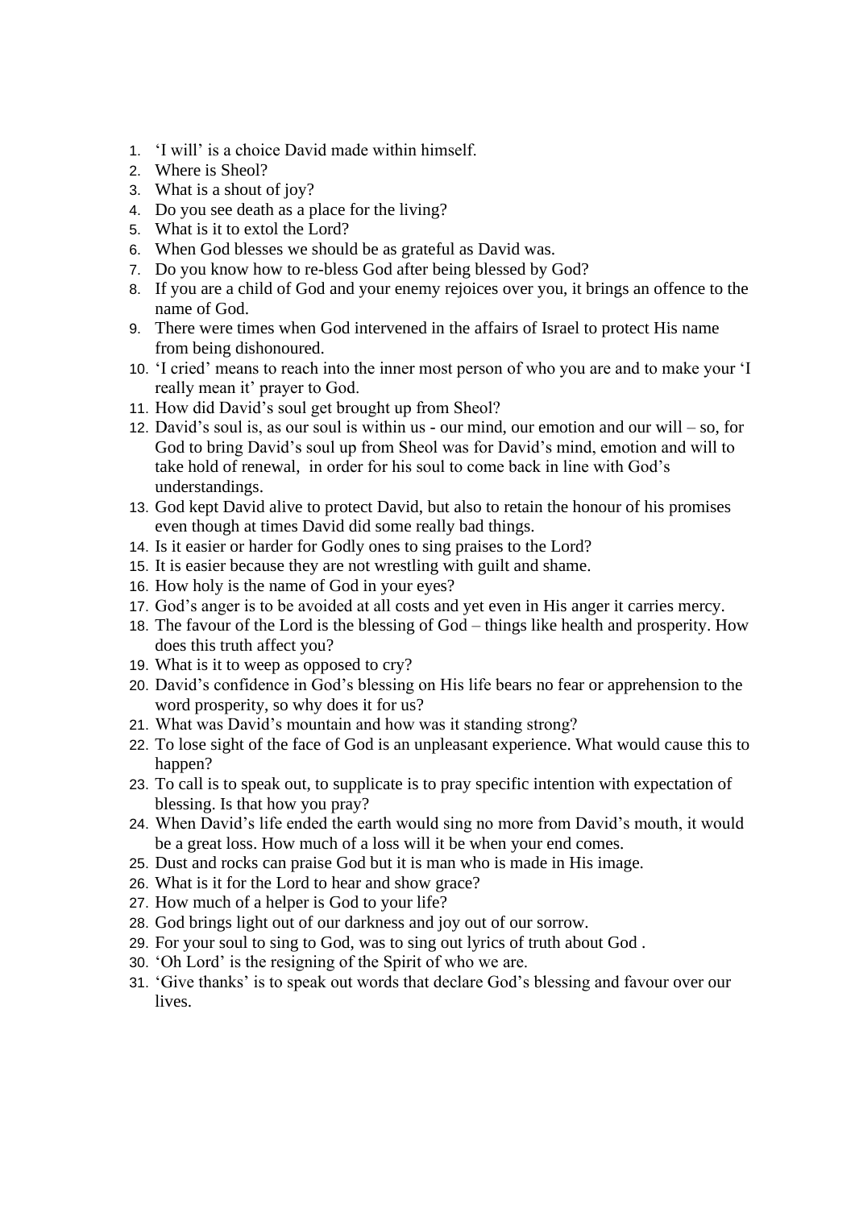1. 'I will' is a choice David made within himself.
2. Where is Sheol?
3. What is a shout of joy?
4. Do you see death as a place for the living?
5. What is it to extol the Lord?
6. When God blesses we should be as grateful as David was.
7. Do you know how to re-bless God after being blessed by God?
8. If you are a child of God and your enemy rejoices over you, it brings an offence to the name of God.
9. There were times when God intervened in the affairs of Israel to protect His name from being dishonoured.
10. 'I cried' means to reach into the inner most person of who you are and to make your 'I really mean it' prayer to God.
11. How did David's soul get brought up from Sheol?
12. David's soul is, as our soul is within us - our mind, our emotion and our will – so, for God to bring David's soul up from Sheol was for David's mind, emotion and will to take hold of renewal, in order for his soul to come back in line with God's understandings.
13. God kept David alive to protect David, but also to retain the honour of his promises even though at times David did some really bad things.
14. Is it easier or harder for Godly ones to sing praises to the Lord?
15. It is easier because they are not wrestling with guilt and shame.
16. How holy is the name of God in your eyes?
17. God's anger is to be avoided at all costs and yet even in His anger it carries mercy.
18. The favour of the Lord is the blessing of God – things like health and prosperity. How does this truth affect you?
19. What is it to weep as opposed to cry?
20. David's confidence in God's blessing on His life bears no fear or apprehension to the word prosperity, so why does it for us?
21. What was David's mountain and how was it standing strong?
22. To lose sight of the face of God is an unpleasant experience. What would cause this to happen?
23. To call is to speak out, to supplicate is to pray specific intention with expectation of blessing. Is that how you pray?
24. When David's life ended the earth would sing no more from David's mouth, it would be a great loss. How much of a loss will it be when your end comes.
25. Dust and rocks can praise God but it is man who is made in His image.
26. What is it for the Lord to hear and show grace?
27. How much of a helper is God to your life?
28. God brings light out of our darkness and joy out of our sorrow.
29. For your soul to sing to God, was to sing out lyrics of truth about God .
30. 'Oh Lord' is the resigning of the Spirit of who we are.
31. 'Give thanks' is to speak out words that declare God's blessing and favour over our lives.